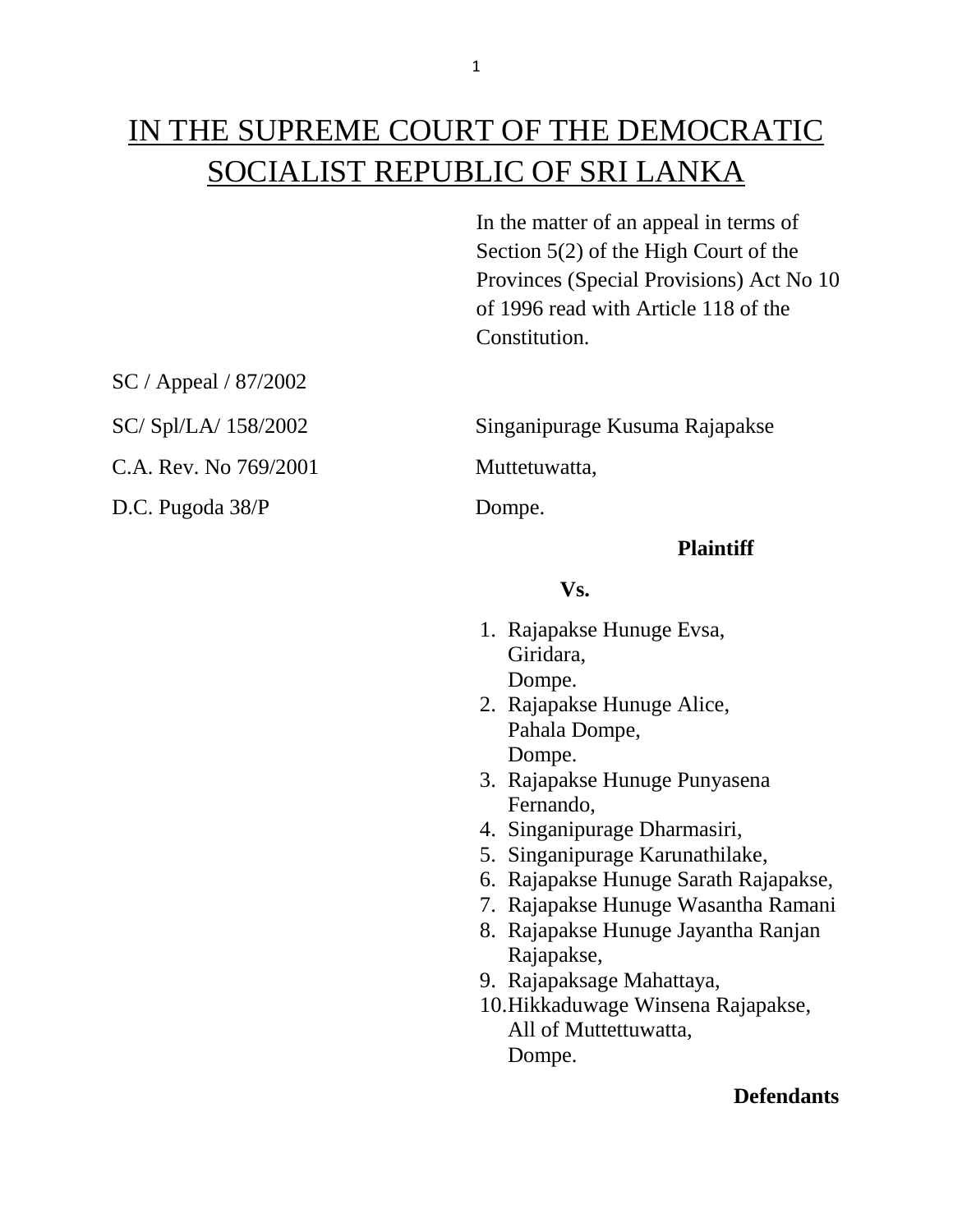# IN THE SUPREME COURT OF THE DEMOCRATIC SOCIALIST REPUBLIC OF SRI LANKA

In the matter of an appeal in terms of Section 5(2) of the High Court of the Provinces (Special Provisions) Act No 10 of 1996 read with Article 118 of the Constitution.

SC / Appeal / 87/2002

SC/ Spl/LA/ 158/2002

C.A. Rev. No 769/2001

D.C. Pugoda 38/P

Singanipurage Kusuma Rajapakse
Muttetuwatta,
Dompe.

**Plaintiff**

**Vs.**

1. Rajapakse Hunuge Evsa,
   Giridara,
   Dompe.
2. Rajapakse Hunuge Alice,
   Pahala Dompe,
   Dompe.
3. Rajapakse Hunuge Punyasena Fernando,
4. Singanipurage Dharmasiri,
5. Singanipurage Karunathilake,
6. Rajapakse Hunuge Sarath Rajapakse,
7. Rajapakse Hunuge Wasantha Ramani
8. Rajapakse Hunuge Jayantha Ranjan Rajapakse,
9. Rajapaksage Mahattaya,
10. Hikkaduwage Winsena Rajapakse,
    All of Muttettuwatta,
    Dompe.

**Defendants**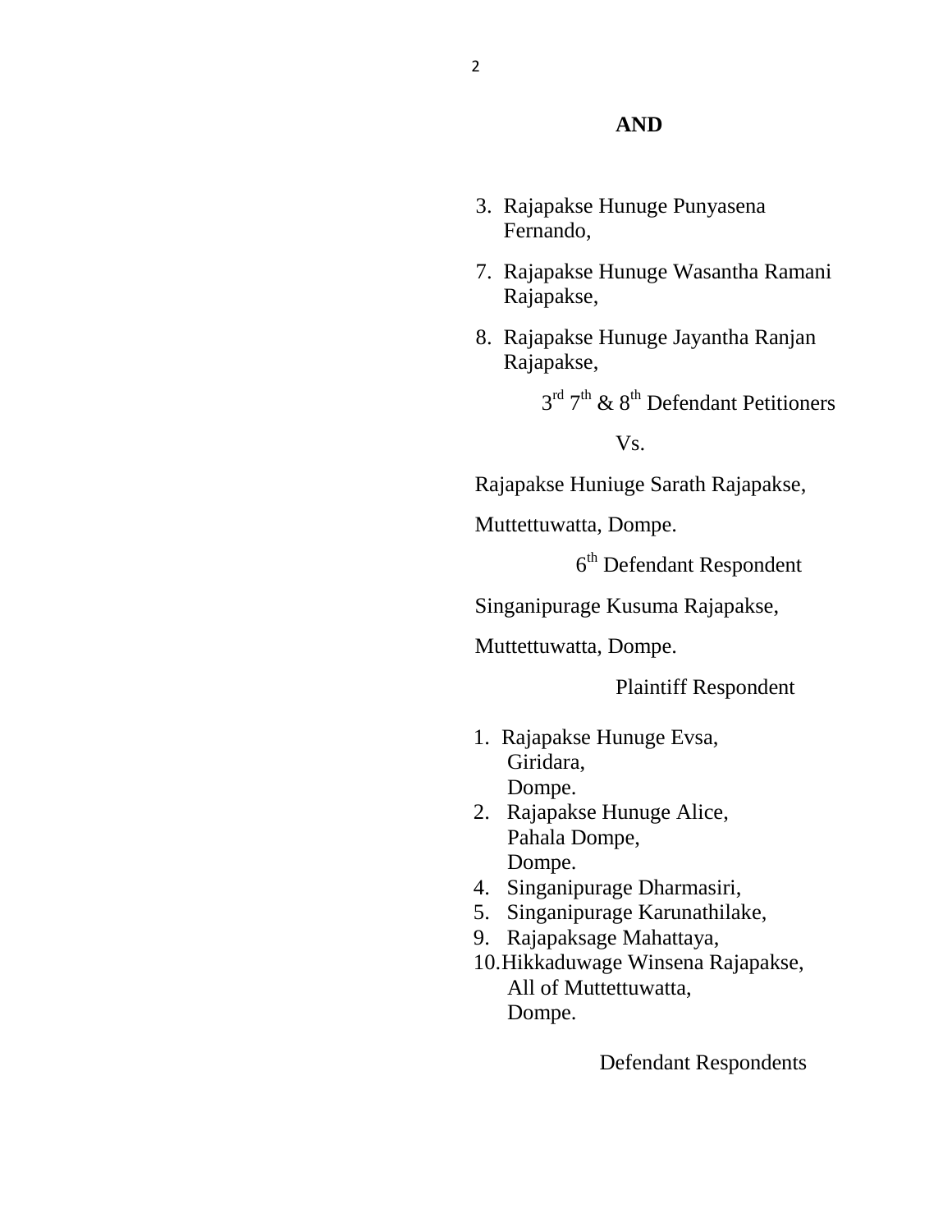**AND**

3. Rajapakse Hunuge Punyasena Fernando,

7. Rajapakse Hunuge Wasantha Ramani Rajapakse,

8. Rajapakse Hunuge Jayantha Ranjan Rajapakse,

3rd 7th & 8th Defendant Petitioners

Vs.

Rajapakse Huniuge Sarath Rajapakse,

Muttettuwatta, Dompe.

6th Defendant Respondent

Singanipurage Kusuma Rajapakse,

Muttettuwatta, Dompe.

Plaintiff Respondent

1. Rajapakse Hunuge Evsa,
   Giridara,
   Dompe.
2. Rajapakse Hunuge Alice,
   Pahala Dompe,
   Dompe.
4. Singanipurage Dharmasiri,
5. Singanipurage Karunathilake,
9. Rajapaksage Mahattaya,
10. Hikkaduwage Winsena Rajapakse,
    All of Muttettuwatta,
    Dompe.

Defendant Respondents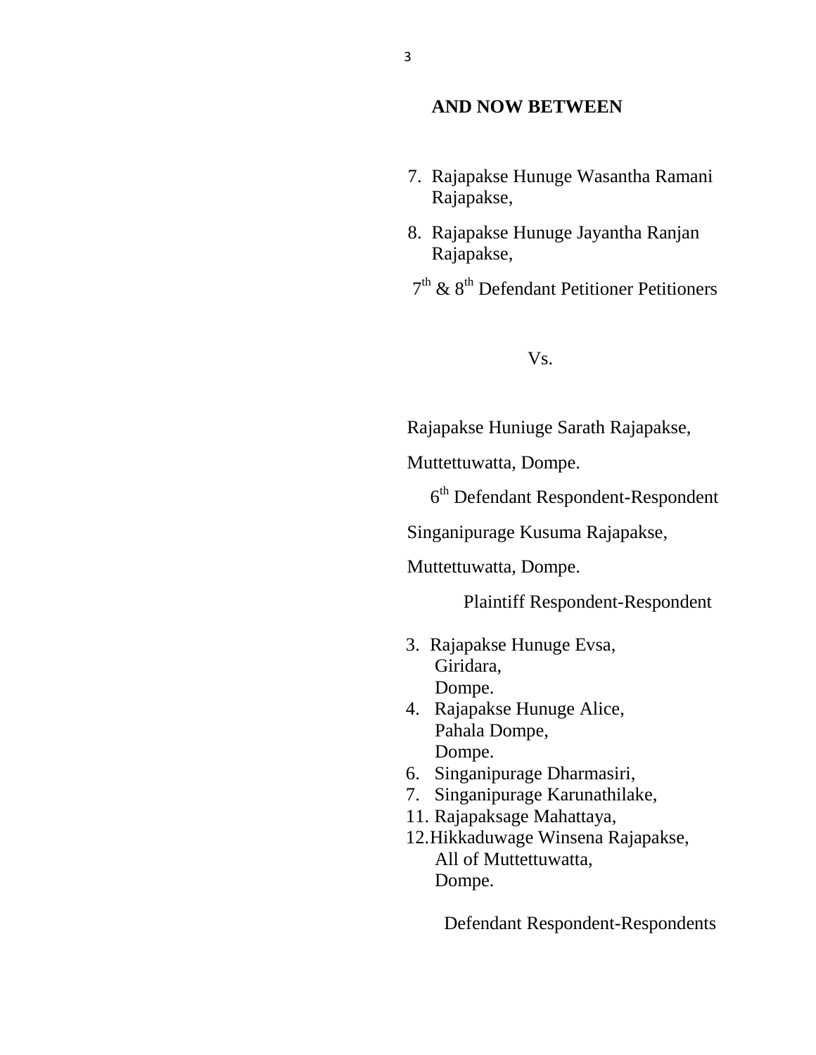**AND NOW BETWEEN**

7. Rajapakse Hunuge Wasantha Ramani Rajapakse,
8. Rajapakse Hunuge Jayantha Ranjan Rajapakse,

7th & 8th Defendant Petitioner Petitioners

Vs.

Rajapakse Huniuge Sarath Rajapakse,

Muttettuwatta, Dompe.

6th Defendant Respondent-Respondent

Singanipurage Kusuma Rajapakse,

Muttettuwatta, Dompe.

Plaintiff Respondent-Respondent

3. Rajapakse Hunuge Evsa,
   Giridara,
   Dompe.
4. Rajapakse Hunuge Alice,
   Pahala Dompe,
   Dompe.
6. Singanipurage Dharmasiri,
7. Singanipurage Karunathilake,
11. Rajapaksage Mahattaya,
12. Hikkaduwage Winsena Rajapakse,
    All of Muttettuwatta,
    Dompe.

Defendant Respondent-Respondents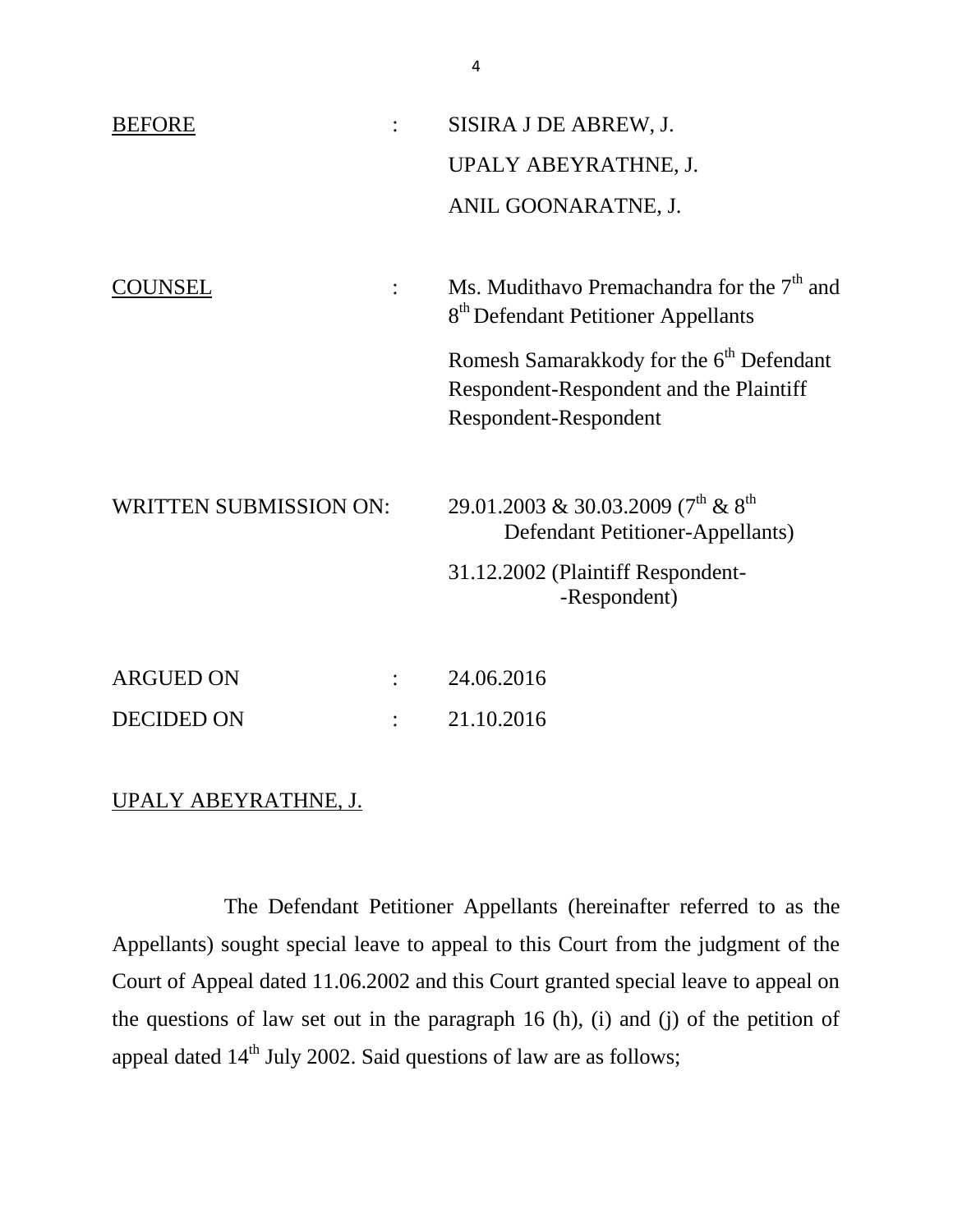BEFORE : SISIRA J DE ABREW, J.

UPALY ABEYRATHNE, J.

ANIL GOONARATNE, J.

COUNSEL : Ms. Mudithavo Premachandra for the 7th and 8th Defendant Petitioner Appellants

Romesh Samarakkody for the 6th Defendant Respondent-Respondent and the Plaintiff Respondent-Respondent

WRITTEN SUBMISSION ON: 29.01.2003 & 30.03.2009 (7th & 8th Defendant Petitioner-Appellants)

31.12.2002 (Plaintiff Respondent--Respondent)

ARGUED ON : 24.06.2016

DECIDED ON : 21.10.2016

UPALY ABEYRATHNE, J.

The Defendant Petitioner Appellants (hereinafter referred to as the Appellants) sought special leave to appeal to this Court from the judgment of the Court of Appeal dated 11.06.2002 and this Court granted special leave to appeal on the questions of law set out in the paragraph 16 (h), (i) and (j) of the petition of appeal dated 14th July 2002. Said questions of law are as follows;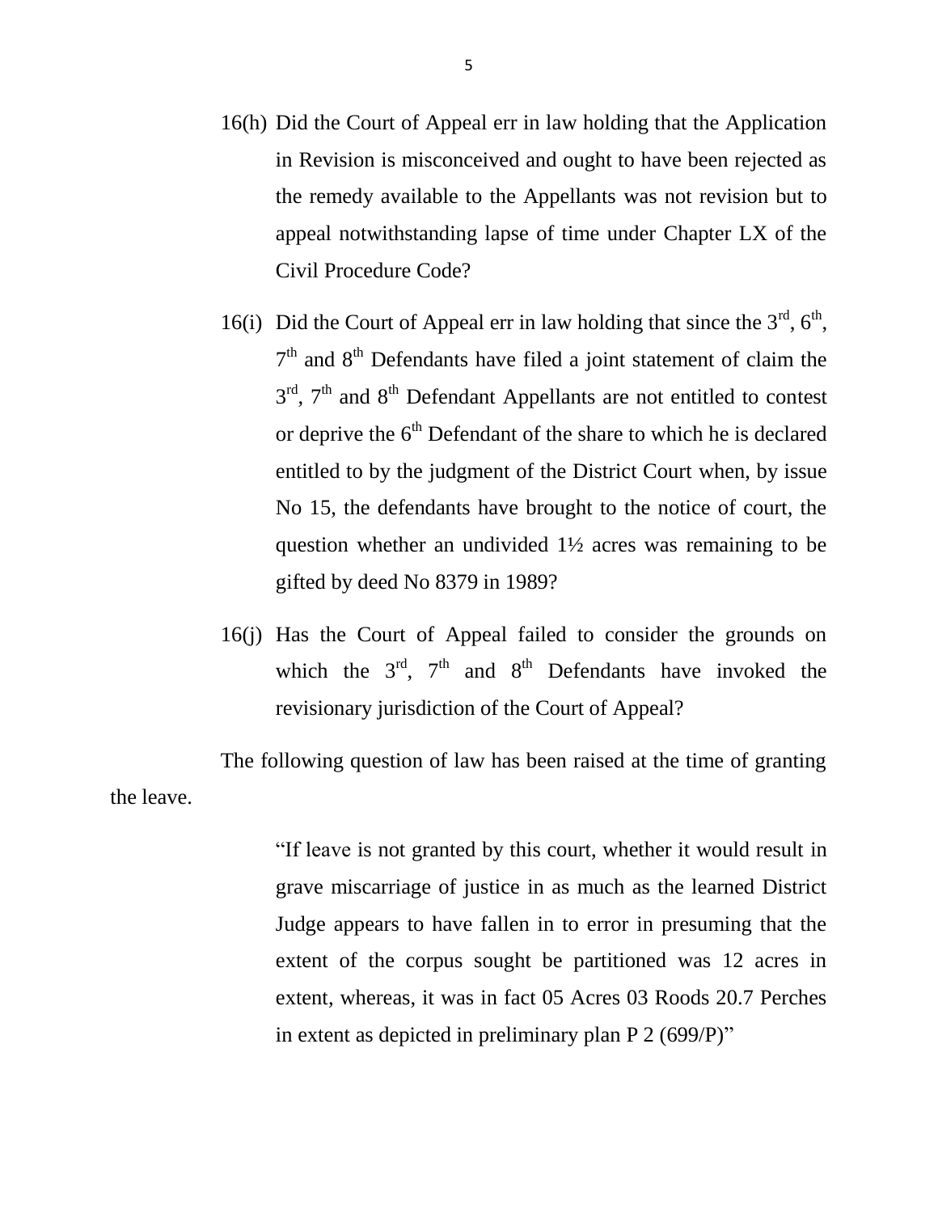16(h) Did the Court of Appeal err in law holding that the Application in Revision is misconceived and ought to have been rejected as the remedy available to the Appellants was not revision but to appeal notwithstanding lapse of time under Chapter LX of the Civil Procedure Code?

16(i) Did the Court of Appeal err in law holding that since the 3rd, 6th, 7th and 8th Defendants have filed a joint statement of claim the 3rd, 7th and 8th Defendant Appellants are not entitled to contest or deprive the 6th Defendant of the share to which he is declared entitled to by the judgment of the District Court when, by issue No 15, the defendants have brought to the notice of court, the question whether an undivided 1½ acres was remaining to be gifted by deed No 8379 in 1989?

16(j) Has the Court of Appeal failed to consider the grounds on which the 3rd, 7th and 8th Defendants have invoked the revisionary jurisdiction of the Court of Appeal?

The following question of law has been raised at the time of granting the leave.

> "If leave is not granted by this court, whether it would result in grave miscarriage of justice in as much as the learned District Judge appears to have fallen in to error in presuming that the extent of the corpus sought be partitioned was 12 acres in extent, whereas, it was in fact 05 Acres 03 Roods 20.7 Perches in extent as depicted in preliminary plan P 2 (699/P)"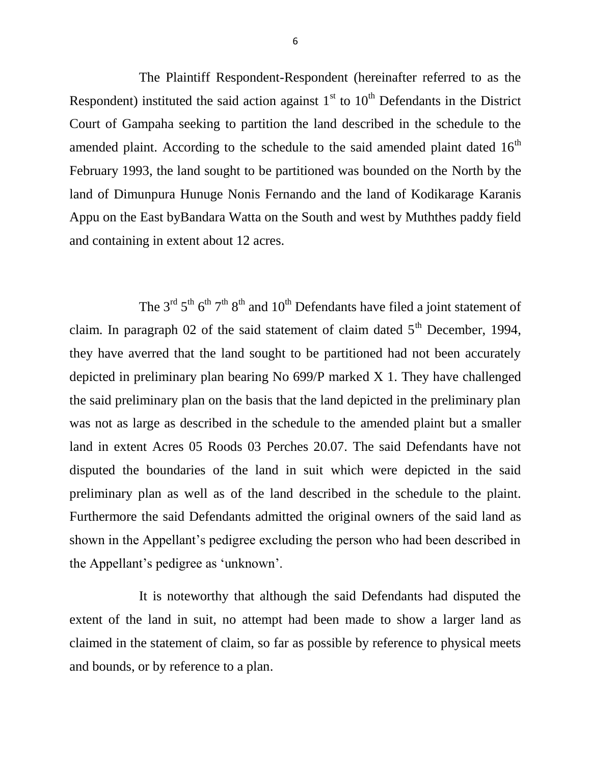The Plaintiff Respondent-Respondent (hereinafter referred to as the Respondent) instituted the said action against 1st to 10th Defendants in the District Court of Gampaha seeking to partition the land described in the schedule to the amended plaint. According to the schedule to the said amended plaint dated 16th February 1993, the land sought to be partitioned was bounded on the North by the land of Dimunpura Hunuge Nonis Fernando and the land of Kodikarage Karanis Appu on the East byBandara Watta on the South and west by Muththes paddy field and containing in extent about 12 acres.

The 3rd 5th 6th 7th 8th and 10th Defendants have filed a joint statement of claim. In paragraph 02 of the said statement of claim dated 5th December, 1994, they have averred that the land sought to be partitioned had not been accurately depicted in preliminary plan bearing No 699/P marked X 1. They have challenged the said preliminary plan on the basis that the land depicted in the preliminary plan was not as large as described in the schedule to the amended plaint but a smaller land in extent Acres 05 Roods 03 Perches 20.07. The said Defendants have not disputed the boundaries of the land in suit which were depicted in the said preliminary plan as well as of the land described in the schedule to the plaint. Furthermore the said Defendants admitted the original owners of the said land as shown in the Appellant's pedigree excluding the person who had been described in the Appellant's pedigree as 'unknown'.

It is noteworthy that although the said Defendants had disputed the extent of the land in suit, no attempt had been made to show a larger land as claimed in the statement of claim, so far as possible by reference to physical meets and bounds, or by reference to a plan.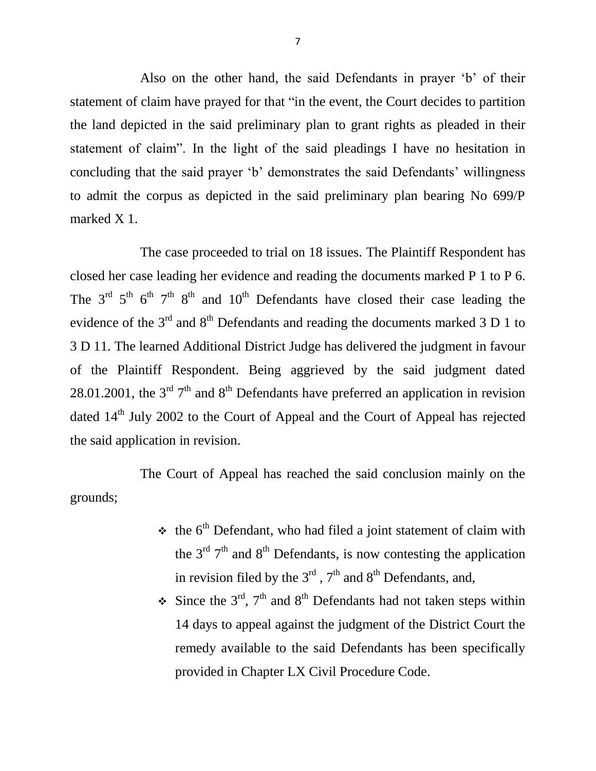Also on the other hand, the said Defendants in prayer 'b' of their statement of claim have prayed for that "in the event, the Court decides to partition the land depicted in the said preliminary plan to grant rights as pleaded in their statement of claim". In the light of the said pleadings I have no hesitation in concluding that the said prayer 'b' demonstrates the said Defendants' willingness to admit the corpus as depicted in the said preliminary plan bearing No 699/P marked X 1.

The case proceeded to trial on 18 issues. The Plaintiff Respondent has closed her case leading her evidence and reading the documents marked P 1 to P 6. The 3rd 5th 6th 7th 8th and 10th Defendants have closed their case leading the evidence of the 3rd and 8th Defendants and reading the documents marked 3 D 1 to 3 D 11. The learned Additional District Judge has delivered the judgment in favour of the Plaintiff Respondent. Being aggrieved by the said judgment dated 28.01.2001, the 3rd 7th and 8th Defendants have preferred an application in revision dated 14th July 2002 to the Court of Appeal and the Court of Appeal has rejected the said application in revision.

The Court of Appeal has reached the said conclusion mainly on the grounds;

- the 6th Defendant, who had filed a joint statement of claim with the 3rd 7th and 8th Defendants, is now contesting the application in revision filed by the 3rd , 7th and 8th Defendants, and,
- Since the 3rd, 7th and 8th Defendants had not taken steps within 14 days to appeal against the judgment of the District Court the remedy available to the said Defendants has been specifically provided in Chapter LX Civil Procedure Code.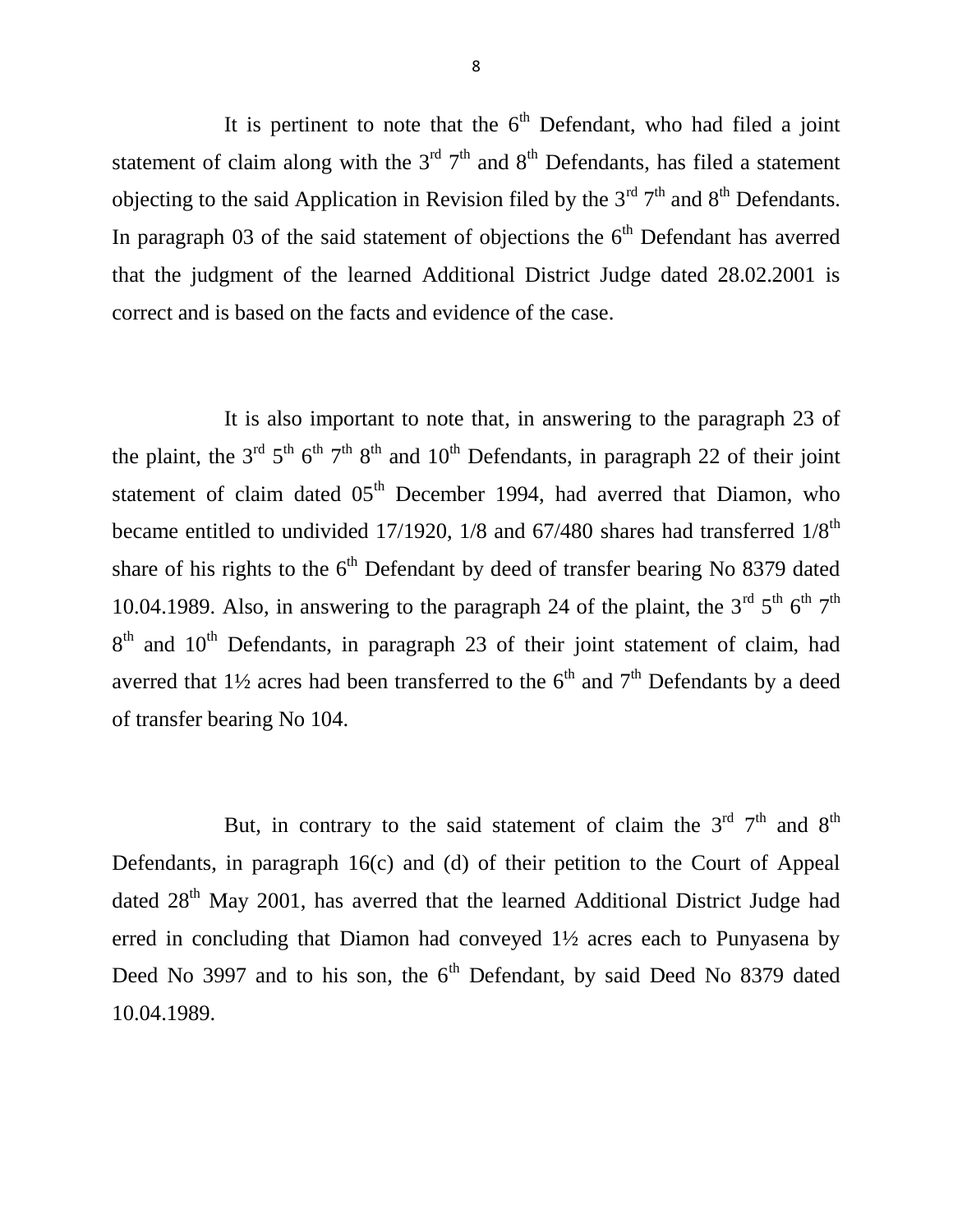It is pertinent to note that the 6th Defendant, who had filed a joint statement of claim along with the 3rd 7th and 8th Defendants, has filed a statement objecting to the said Application in Revision filed by the 3rd 7th and 8th Defendants. In paragraph 03 of the said statement of objections the 6th Defendant has averred that the judgment of the learned Additional District Judge dated 28.02.2001 is correct and is based on the facts and evidence of the case.

It is also important to note that, in answering to the paragraph 23 of the plaint, the 3rd 5th 6th 7th 8th and 10th Defendants, in paragraph 22 of their joint statement of claim dated 05th December 1994, had averred that Diamon, who became entitled to undivided 17/1920, 1/8 and 67/480 shares had transferred 1/8th share of his rights to the 6th Defendant by deed of transfer bearing No 8379 dated 10.04.1989. Also, in answering to the paragraph 24 of the plaint, the 3rd 5th 6th 7th 8th and 10th Defendants, in paragraph 23 of their joint statement of claim, had averred that 1½ acres had been transferred to the 6th and 7th Defendants by a deed of transfer bearing No 104.

But, in contrary to the said statement of claim the 3rd 7th and 8th Defendants, in paragraph 16(c) and (d) of their petition to the Court of Appeal dated 28th May 2001, has averred that the learned Additional District Judge had erred in concluding that Diamon had conveyed 1½ acres each to Punyasena by Deed No 3997 and to his son, the 6th Defendant, by said Deed No 8379 dated 10.04.1989.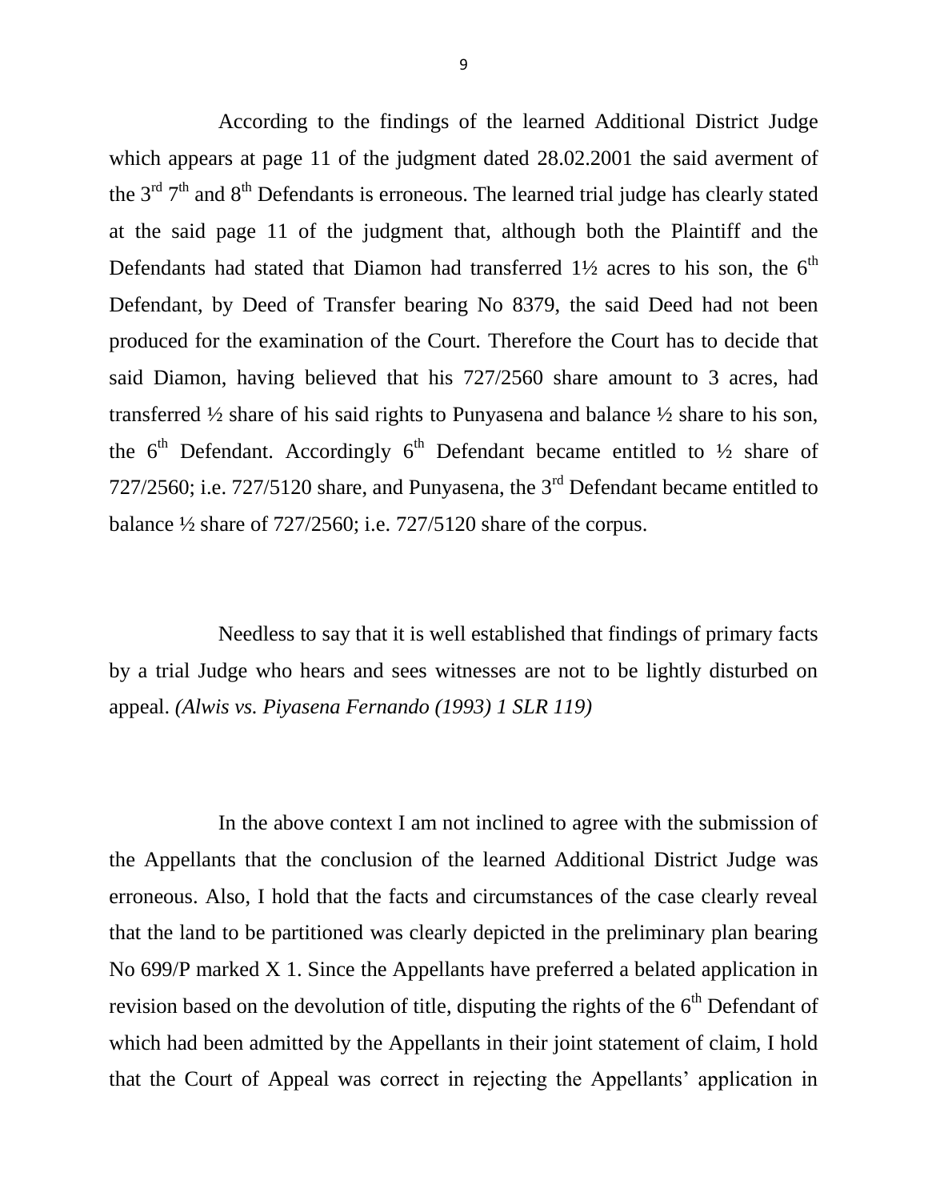According to the findings of the learned Additional District Judge which appears at page 11 of the judgment dated 28.02.2001 the said averment of the 3rd 7th and 8th Defendants is erroneous. The learned trial judge has clearly stated at the said page 11 of the judgment that, although both the Plaintiff and the Defendants had stated that Diamon had transferred 1½ acres to his son, the 6th Defendant, by Deed of Transfer bearing No 8379, the said Deed had not been produced for the examination of the Court. Therefore the Court has to decide that said Diamon, having believed that his 727/2560 share amount to 3 acres, had transferred ½ share of his said rights to Punyasena and balance ½ share to his son, the 6th Defendant. Accordingly 6th Defendant became entitled to ½ share of 727/2560; i.e. 727/5120 share, and Punyasena, the 3rd Defendant became entitled to balance ½ share of 727/2560; i.e. 727/5120 share of the corpus.

Needless to say that it is well established that findings of primary facts by a trial Judge who hears and sees witnesses are not to be lightly disturbed on appeal. *(Alwis vs. Piyasena Fernando (1993) 1 SLR 119)*

In the above context I am not inclined to agree with the submission of the Appellants that the conclusion of the learned Additional District Judge was erroneous. Also, I hold that the facts and circumstances of the case clearly reveal that the land to be partitioned was clearly depicted in the preliminary plan bearing No 699/P marked X 1. Since the Appellants have preferred a belated application in revision based on the devolution of title, disputing the rights of the 6th Defendant of which had been admitted by the Appellants in their joint statement of claim, I hold that the Court of Appeal was correct in rejecting the Appellants' application in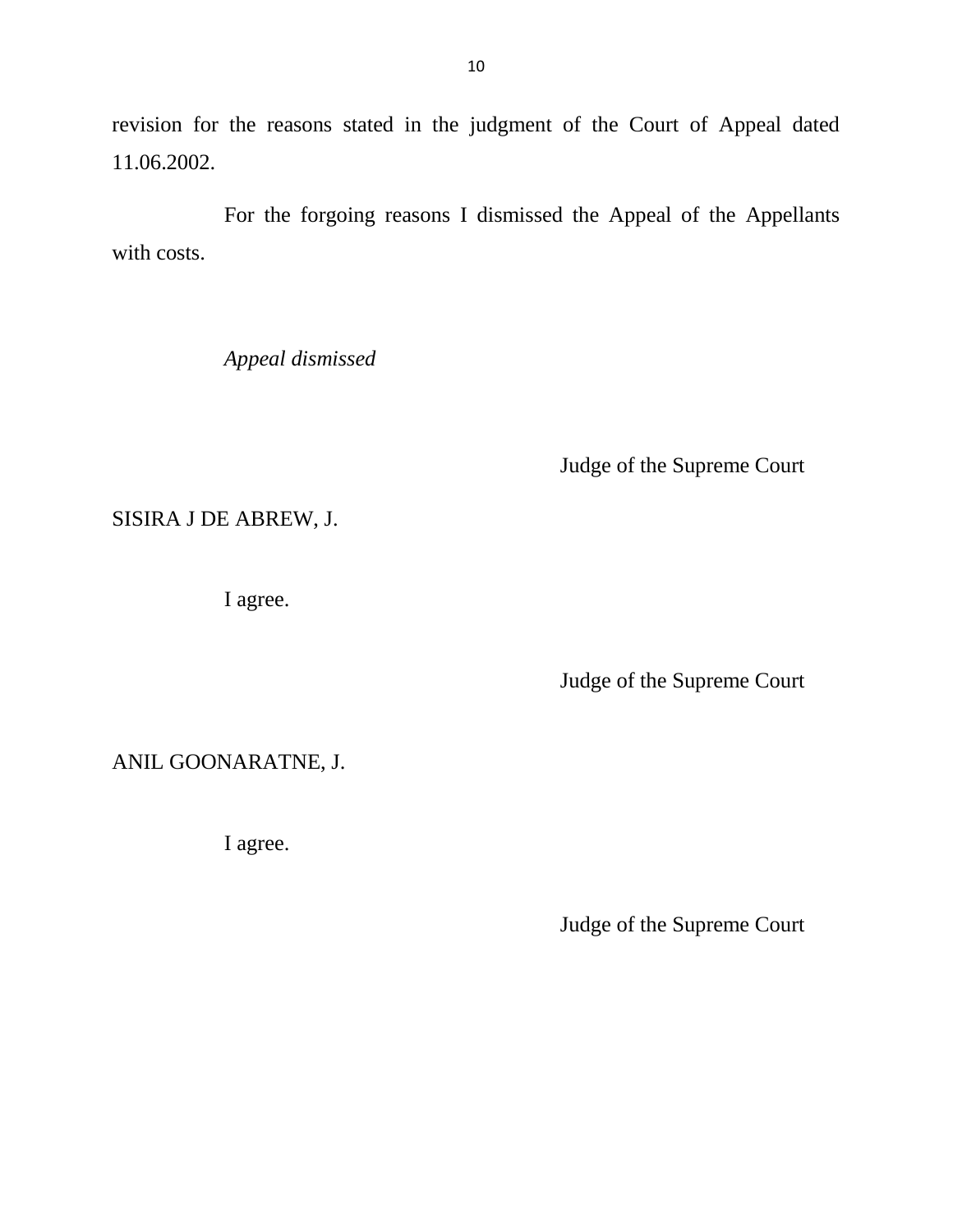revision for the reasons stated in the judgment of the Court of Appeal dated 11.06.2002.

For the forgoing reasons I dismissed the Appeal of the Appellants with costs.

*Appeal dismissed*

Judge of the Supreme Court

SISIRA J DE ABREW, J.

I agree.

Judge of the Supreme Court

ANIL GOONARATNE, J.

I agree.

Judge of the Supreme Court